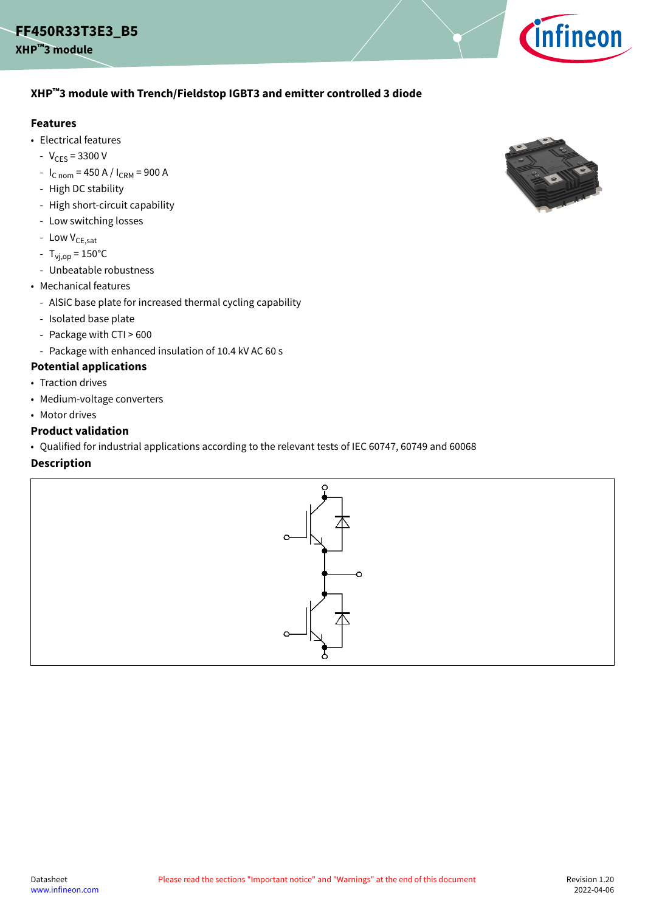# FF450R33T3E3_B5

**XHP™3 module**

## XHP™3 module with Trench/Fieldstop IGBT3 and emitter controlled 3 diode

### Features

- Electrical features
  - $V_{CES}$ = 3300 V
  - $I_{C\ nom}$ = 450 A / $I_{CRM}$ = 900 A
  - High DC stability
  - High short-circuit capability
  - Low switching losses
  - Low $V_{CE,sat}$
  - $T_{vj,op}$ = 150°C
  - Unbeatable robustness
- Mechanical features
  - AlSiC base plate for increased thermal cycling capability
  - Isolated base plate
  - Package with CTI > 600
  - Package with enhanced insulation of 10.4 kV AC 60 s

### Potential applications

- Traction drives
- Medium-voltage converters
- Motor drives

### Product validation

- Qualified for industrial applications according to the relevant tests of IEC 60747, 60749 and 60068

### Description

Datasheet
www.infineon.com

Please read the sections "Important notice" and "Warnings" at the end of this document

Revision 1.20
2022-04-06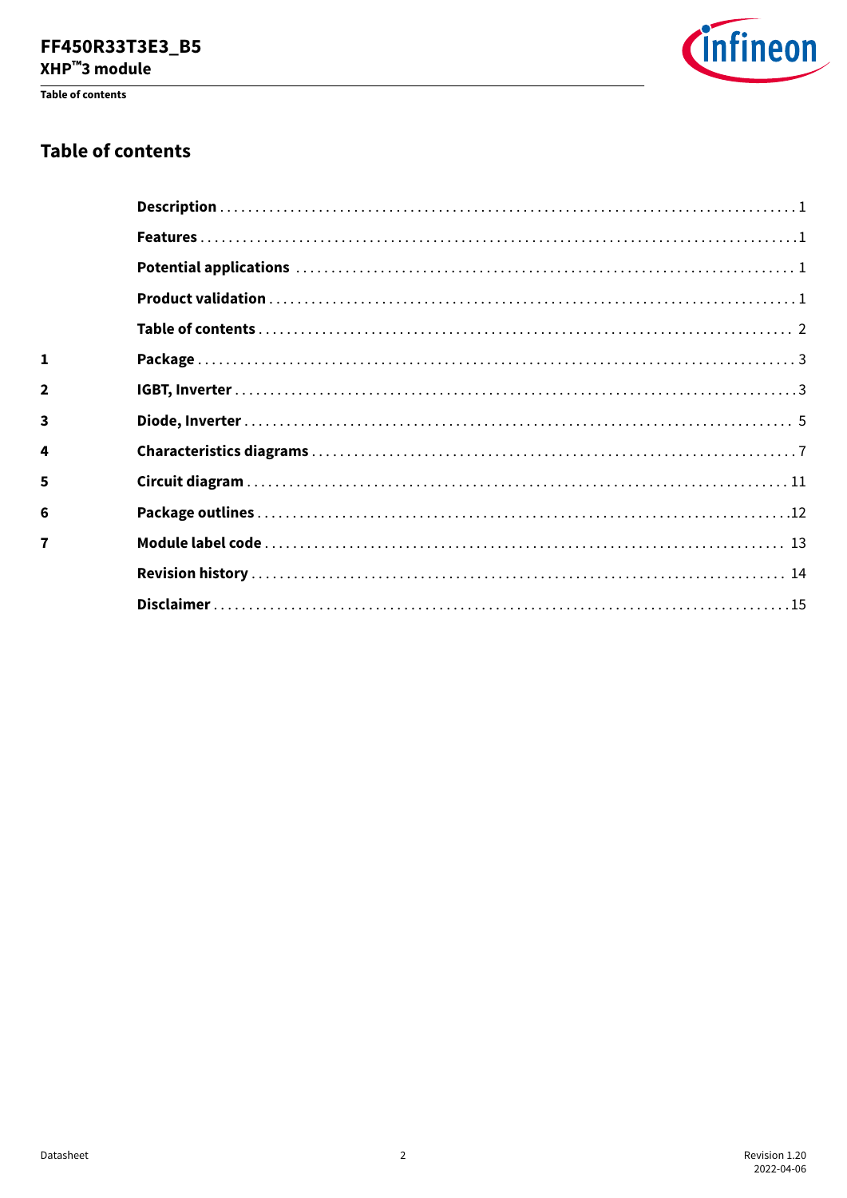# Table of contents

| | | |
|---|---|---|
| | **Description** | 1 |
| | **Features** | 1 |
| | **Potential applications** | 1 |
| | **Product validation** | 1 |
| | **Table of contents** | 2 |
| **1** | **Package** | 3 |
| **2** | **IGBT, Inverter** | 3 |
| **3** | **Diode, Inverter** | 5 |
| **4** | **Characteristics diagrams** | 7 |
| **5** | **Circuit diagram** | 11 |
| **6** | **Package outlines** | 12 |
| **7** | **Module label code** | 13 |
| | **Revision history** | 14 |
| | **Disclaimer** | 15 |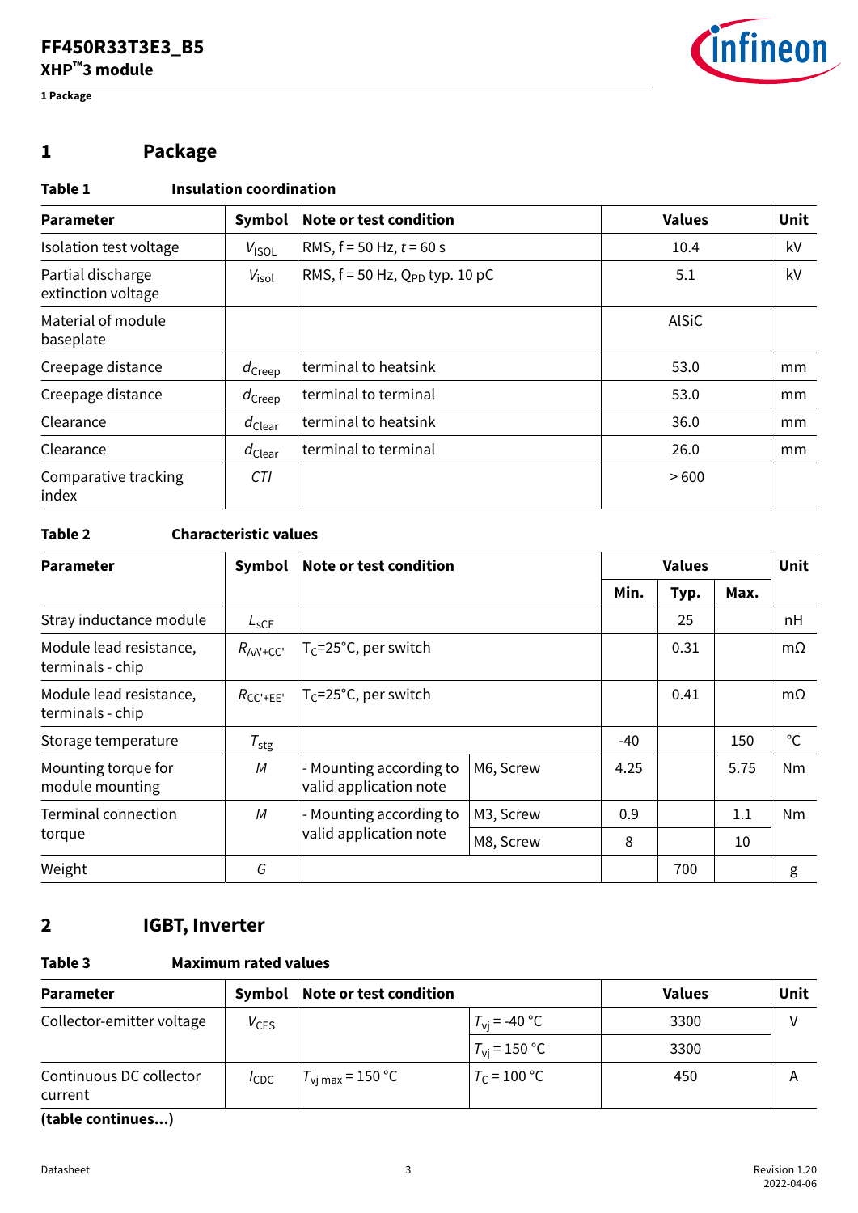## 1 Package

**Table 1 Insulation coordination**

| Parameter | Symbol | Note or test condition | Values | Unit |
|---|---|---|---|---|
| Isolation test voltage | $V_{ISOL}$ | RMS, f = 50 Hz, $t$ = 60 s | 10.4 | kV |
| Partial discharge extinction voltage | $V_{isol}$ | RMS, f = 50 Hz, $Q_{PD}$ typ. 10 pC | 5.1 | kV |
| Material of module baseplate | | | AlSiC | |
| Creepage distance | $d_{Creep}$ | terminal to heatsink | 53.0 | mm |
| Creepage distance | $d_{Creep}$ | terminal to terminal | 53.0 | mm |
| Clearance | $d_{Clear}$ | terminal to heatsink | 36.0 | mm |
| Clearance | $d_{Clear}$ | terminal to terminal | 26.0 | mm |
| Comparative tracking index | *CTI* | | > 600 | |

**Table 2 Characteristic values**

| Parameter | Symbol | Note or test condition | | Values | | | Unit |
|---|---|---|---|---|---|---|---|
| | | | | Min. | Typ. | Max. | |
| Stray inductance module | $L_{sCE}$ | | | | 25 | | nH |
| Module lead resistance, terminals - chip | $R_{AA'+CC'}$ | $T_C$=25°C, per switch | | | 0.31 | | mΩ |
| Module lead resistance, terminals - chip | $R_{CC'+EE'}$ | $T_C$=25°C, per switch | | | 0.41 | | mΩ |
| Storage temperature | $T_{stg}$ | | | -40 | | 150 | °C |
| Mounting torque for module mounting | *M* | - Mounting according to valid application note | M6, Screw | 4.25 | | 5.75 | Nm |
| Terminal connection torque | *M* | - Mounting according to valid application note | M3, Screw | 0.9 | | 1.1 | Nm |
| | | | M8, Screw | 8 | | 10 | |
| Weight | *G* | | | | 700 | | g |

## 2 IGBT, Inverter

**Table 3 Maximum rated values**

| Parameter | Symbol | Note or test condition | | Values | Unit |
|---|---|---|---|---|---|
| Collector-emitter voltage | $V_{CES}$ | | $T_{vj}$ = -40 °C | 3300 | V |
| | | | $T_{vj}$ = 150 °C | 3300 | |
| Continuous DC collector current | $I_{CDC}$ | $T_{vj\,max}$ = 150 °C | $T_C$ = 100 °C | 450 | A |

**(table continues...)**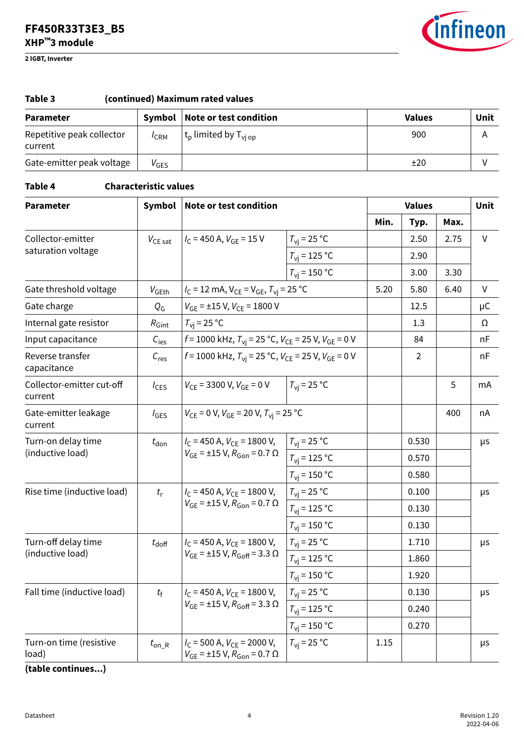**Table 3 (continued) Maximum rated values**

| Parameter | Symbol | Note or test condition | Values | Unit |
|---|---|---|---|---|
| Repetitive peak collector current | $I_{CRM}$ | $t_p$ limited by $T_{vj\,op}$ | 900 | A |
| Gate-emitter peak voltage | $V_{GES}$ | | ±20 | V |

**Table 4 Characteristic values**

| Parameter | Symbol | Note or test condition | | Values | | | Unit |
|---|---|---|---|---|---|---|---|
| | | | | Min. | Typ. | Max. | |
| Collector-emitter saturation voltage | $V_{CE\,sat}$ | $I_C$ = 450 A, $V_{GE}$ = 15 V | $T_{vj}$ = 25 °C | | 2.50 | 2.75 | V |
| | | | $T_{vj}$ = 125 °C | | 2.90 | | |
| | | | $T_{vj}$ = 150 °C | | 3.00 | 3.30 | |
| Gate threshold voltage | $V_{GEth}$ | $I_C$ = 12 mA, $V_{CE}$ = $V_{GE}$, $T_{vj}$ = 25 °C | | 5.20 | 5.80 | 6.40 | V |
| Gate charge | $Q_G$ | $V_{GE}$ = ±15 V, $V_{CE}$ = 1800 V | | | 12.5 | | µC |
| Internal gate resistor | $R_{Gint}$ | $T_{vj}$ = 25 °C | | | 1.3 | | Ω |
| Input capacitance | $C_{ies}$ | $f$ = 1000 kHz, $T_{vj}$ = 25 °C, $V_{CE}$ = 25 V, $V_{GE}$ = 0 V | | | 84 | | nF |
| Reverse transfer capacitance | $C_{res}$ | $f$ = 1000 kHz, $T_{vj}$ = 25 °C, $V_{CE}$ = 25 V, $V_{GE}$ = 0 V | | | 2 | | nF |
| Collector-emitter cut-off current | $I_{CES}$ | $V_{CE}$ = 3300 V, $V_{GE}$ = 0 V | $T_{vj}$ = 25 °C | | | 5 | mA |
| Gate-emitter leakage current | $I_{GES}$ | $V_{CE}$ = 0 V, $V_{GE}$ = 20 V, $T_{vj}$ = 25 °C | | | | 400 | nA |
| Turn-on delay time (inductive load) | $t_{don}$ | $I_C$ = 450 A, $V_{CE}$ = 1800 V, $V_{GE}$ = ±15 V, $R_{Gon}$ = 0.7 Ω | $T_{vj}$ = 25 °C | | 0.530 | | µs |
| | | | $T_{vj}$ = 125 °C | | 0.570 | | |
| | | | $T_{vj}$ = 150 °C | | 0.580 | | |
| Rise time (inductive load) | $t_r$ | $I_C$ = 450 A, $V_{CE}$ = 1800 V, $V_{GE}$ = ±15 V, $R_{Gon}$ = 0.7 Ω | $T_{vj}$ = 25 °C | | 0.100 | | µs |
| | | | $T_{vj}$ = 125 °C | | 0.130 | | |
| | | | $T_{vj}$ = 150 °C | | 0.130 | | |
| Turn-off delay time (inductive load) | $t_{doff}$ | $I_C$ = 450 A, $V_{CE}$ = 1800 V, $V_{GE}$ = ±15 V, $R_{Goff}$ = 3.3 Ω | $T_{vj}$ = 25 °C | | 1.710 | | µs |
| | | | $T_{vj}$ = 125 °C | | 1.860 | | |
| | | | $T_{vj}$ = 150 °C | | 1.920 | | |
| Fall time (inductive load) | $t_f$ | $I_C$ = 450 A, $V_{CE}$ = 1800 V, $V_{GE}$ = ±15 V, $R_{Goff}$ = 3.3 Ω | $T_{vj}$ = 25 °C | | 0.130 | | µs |
| | | | $T_{vj}$ = 125 °C | | 0.240 | | |
| | | | $T_{vj}$ = 150 °C | | 0.270 | | |
| Turn-on time (resistive load) | $t_{on\_R}$ | $I_C$ = 500 A, $V_{CE}$ = 2000 V, $V_{GE}$ = ±15 V, $R_{Gon}$ = 0.7 Ω | $T_{vj}$ = 25 °C | 1.15 | | | µs |

**(table continues...)**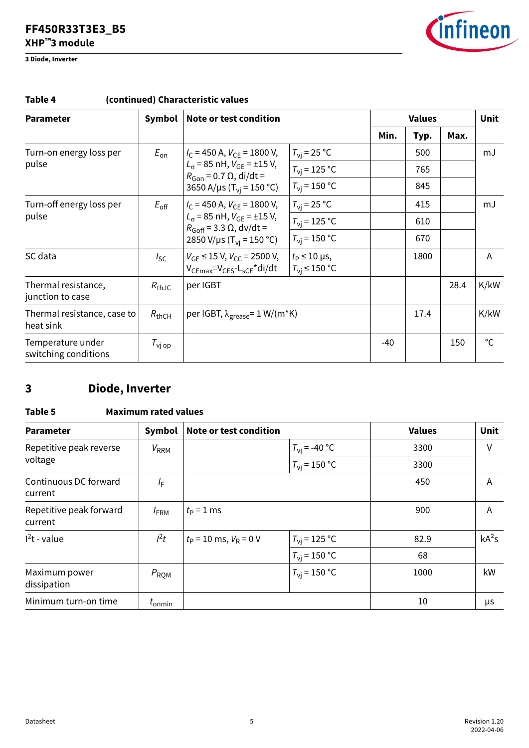**Table 4** (continued) Characteristic values

| Parameter | Symbol | Note or test condition | | Values | | | Unit |
|---|---|---|---|---|---|---|---|
| | | | | Min. | Typ. | Max. | |
| Turn-on energy loss per pulse | $E_{on}$ | $I_C$ = 450 A, $V_{CE}$ = 1800 V, $L_\sigma$ = 85 nH, $V_{GE}$ = ±15 V, $R_{Gon}$ = 0.7 Ω, di/dt = 3650 A/µs ($T_{vj}$ = 150 °C) | $T_{vj}$ = 25 °C | | 500 | | mJ |
| | | | $T_{vj}$ = 125 °C | | 765 | | |
| | | | $T_{vj}$ = 150 °C | | 845 | | |
| Turn-off energy loss per pulse | $E_{off}$ | $I_C$ = 450 A, $V_{CE}$ = 1800 V, $L_\sigma$ = 85 nH, $V_{GE}$ = ±15 V, $R_{Goff}$ = 3.3 Ω, dv/dt = 2850 V/µs ($T_{vj}$ = 150 °C) | $T_{vj}$ = 25 °C | | 415 | | mJ |
| | | | $T_{vj}$ = 125 °C | | 610 | | |
| | | | $T_{vj}$ = 150 °C | | 670 | | |
| SC data | $I_{SC}$ | $V_{GE}$ ≤ 15 V, $V_{CC}$ = 2500 V, $V_{CEmax}$=$V_{CES}$-$L_{sCE}$*di/dt | $t_P$ ≤ 10 µs, $T_{vj}$ ≤ 150 °C | | 1800 | | A |
| Thermal resistance, junction to case | $R_{thJC}$ | per IGBT | | | | 28.4 | K/kW |
| Thermal resistance, case to heat sink | $R_{thCH}$ | per IGBT, $\lambda_{grease}$= 1 W/(m*K) | | | 17.4 | | K/kW |
| Temperature under switching conditions | $T_{vj\,op}$ | | | -40 | | 150 | °C |

## 3 Diode, Inverter

**Table 5** Maximum rated values

| Parameter | Symbol | Note or test condition | | Values | Unit |
|---|---|---|---|---|---|
| Repetitive peak reverse voltage | $V_{RRM}$ | | $T_{vj}$ = -40 °C | 3300 | V |
| | | | $T_{vj}$ = 150 °C | 3300 | |
| Continuous DC forward current | $I_F$ | | | 450 | A |
| Repetitive peak forward current | $I_{FRM}$ | $t_P$ = 1 ms | | 900 | A |
| $I^2t$ - value | $I^2t$ | $t_P$ = 10 ms, $V_R$ = 0 V | $T_{vj}$ = 125 °C | 82.9 | $kA^2s$ |
| | | | $T_{vj}$ = 150 °C | 68 | |
| Maximum power dissipation | $P_{RQM}$ | | $T_{vj}$ = 150 °C | 1000 | kW |
| Minimum turn-on time | $t_{onmin}$ | | | 10 | µs |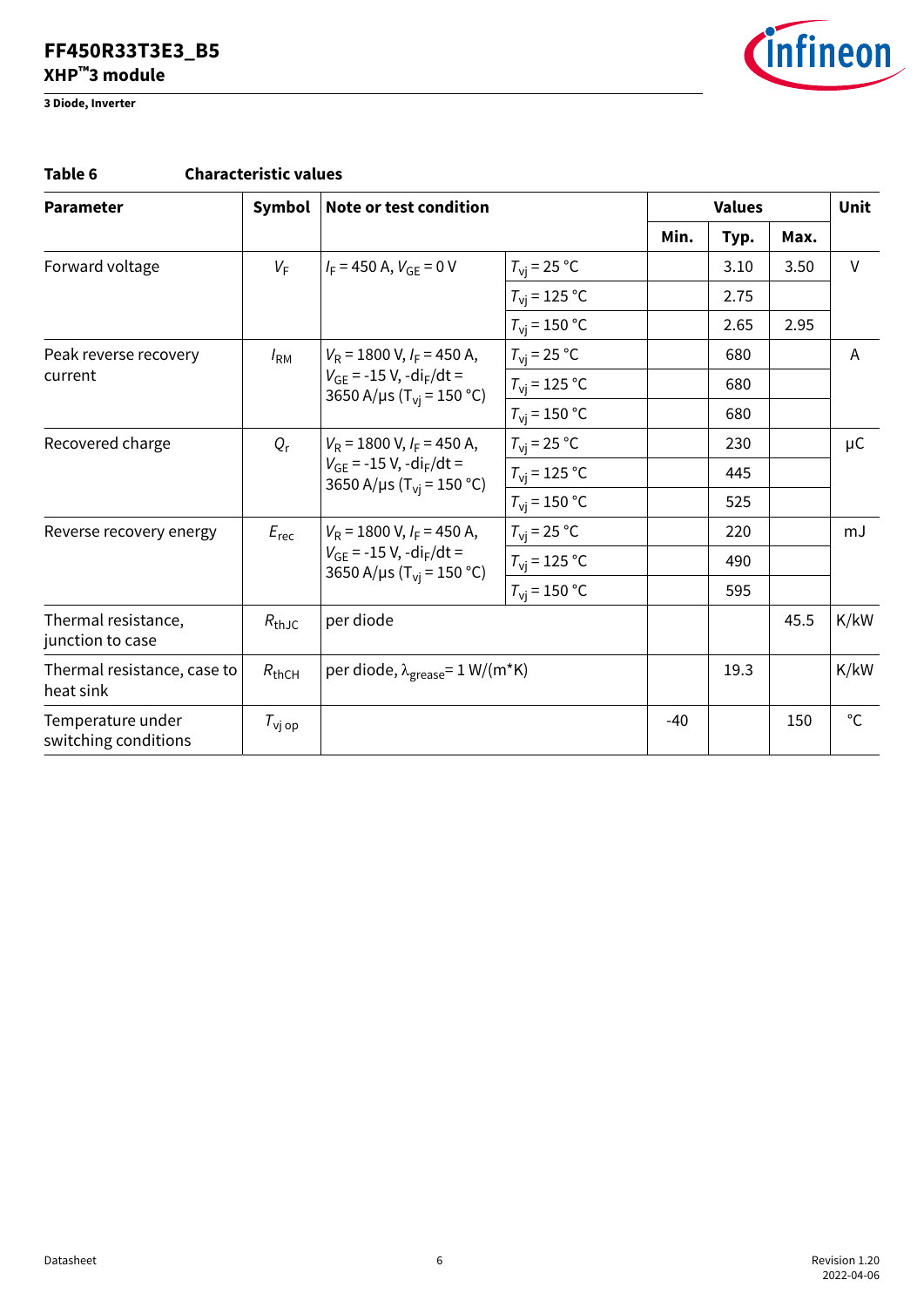### 3 Diode, Inverter

**Table 6 Characteristic values**

| Parameter | Symbol | Note or test condition | | Values | | | Unit |
|---|---|---|---|---|---|---|---|
| | | | | Min. | Typ. | Max. | |
| Forward voltage | $V_F$ | $I_F$ = 450 A, $V_{GE}$ = 0 V | $T_{vj}$ = 25 °C | | 3.10 | 3.50 | V |
| | | | $T_{vj}$ = 125 °C | | 2.75 | | |
| | | | $T_{vj}$ = 150 °C | | 2.65 | 2.95 | |
| Peak reverse recovery current | $I_{RM}$ | $V_R$ = 1800 V, $I_F$ = 450 A, $V_{GE}$ = -15 V, -$di_F/dt$ = 3650 A/µs ($T_{vj}$ = 150 °C) | $T_{vj}$ = 25 °C | | 680 | | A |
| | | | $T_{vj}$ = 125 °C | | 680 | | |
| | | | $T_{vj}$ = 150 °C | | 680 | | |
| Recovered charge | $Q_r$ | $V_R$ = 1800 V, $I_F$ = 450 A, $V_{GE}$ = -15 V, -$di_F/dt$ = 3650 A/µs ($T_{vj}$ = 150 °C) | $T_{vj}$ = 25 °C | | 230 | | µC |
| | | | $T_{vj}$ = 125 °C | | 445 | | |
| | | | $T_{vj}$ = 150 °C | | 525 | | |
| Reverse recovery energy | $E_{rec}$ | $V_R$ = 1800 V, $I_F$ = 450 A, $V_{GE}$ = -15 V, -$di_F/dt$ = 3650 A/µs ($T_{vj}$ = 150 °C) | $T_{vj}$ = 25 °C | | 220 | | mJ |
| | | | $T_{vj}$ = 125 °C | | 490 | | |
| | | | $T_{vj}$ = 150 °C | | 595 | | |
| Thermal resistance, junction to case | $R_{thJC}$ | per diode | | | | 45.5 | K/kW |
| Thermal resistance, case to heat sink | $R_{thCH}$ | per diode, $\lambda_{grease}$= 1 W/(m*K) | | | 19.3 | | K/kW |
| Temperature under switching conditions | $T_{vj\,op}$ | | | -40 | | 150 | °C |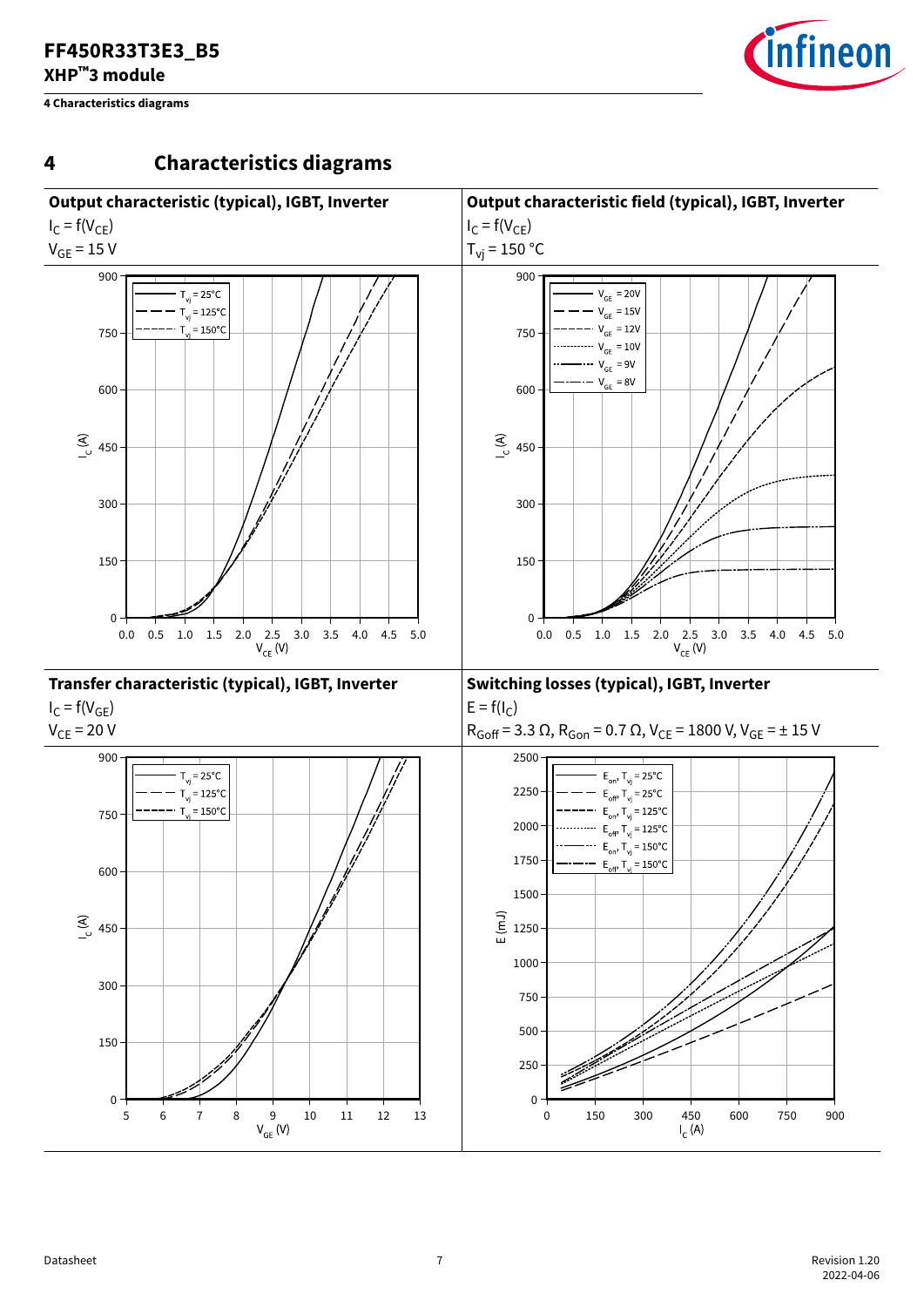# 4 Characteristics diagrams

**Output characteristic (typical), IGBT, Inverter**

$I_C = f(V_{CE})$

$V_{GE} = 15$ V

**Output characteristic field (typical), IGBT, Inverter**

$I_C = f(V_{CE})$

$T_{vj} = 150$ °C

**Transfer characteristic (typical), IGBT, Inverter**

$I_C = f(V_{GE})$

$V_{CE} = 20$ V

**Switching losses (typical), IGBT, Inverter**

$E = f(I_C)$

$R_{Goff} = 3.3\ \Omega$, $R_{Gon} = 0.7\ \Omega$, $V_{CE} = 1800$ V, $V_{GE} = \pm 15$ V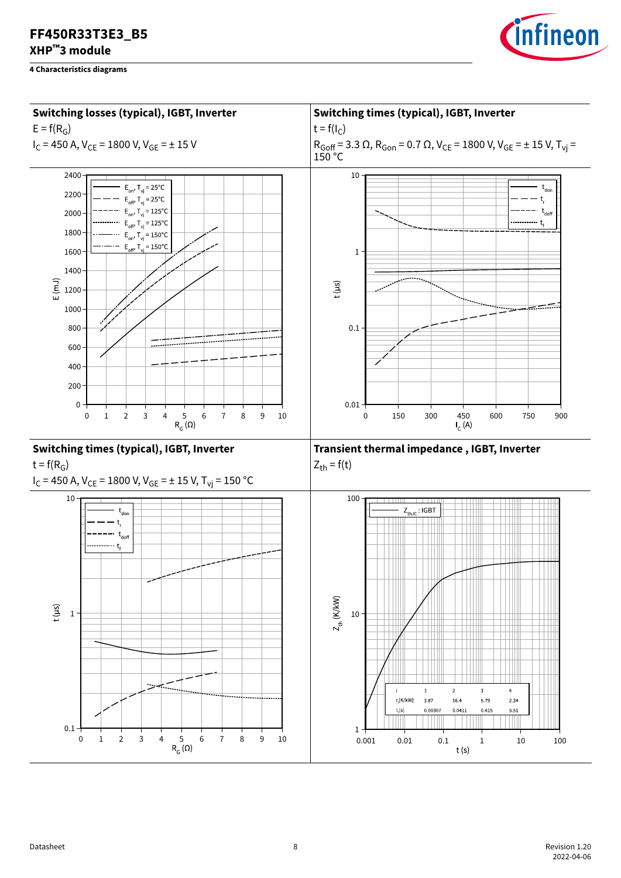**4 Characteristics diagrams**

### Switching losses (typical), IGBT, Inverter

$E = f(R_G)$

$I_C = 450$ A, $V_{CE} = 1800$ V, $V_{GE} = \pm 15$ V

Legend: $E_{on}$, $T_{vj} = 25°C$; $E_{off}$, $T_{vj} = 25°C$; $E_{on}$, $T_{vj} = 125°C$; $E_{off}$, $T_{vj} = 125°C$; $E_{on}$, $T_{vj} = 150°C$; $E_{off}$, $T_{vj} = 150°C$

Axes: E (mJ), 0–2400; $R_G$ (Ω), 0–10

### Switching times (typical), IGBT, Inverter

$t = f(I_C)$

$R_{Goff} = 3.3$ Ω, $R_{Gon} = 0.7$ Ω, $V_{CE} = 1800$ V, $V_{GE} = \pm 15$ V, $T_{vj} = 150$ °C

Legend: $t_{don}$; $t_r$; $t_{doff}$; $t_f$

Axes: t (µs), 0.01–10; $I_C$ (A), 0–900

### Switching times (typical), IGBT, Inverter

$t = f(R_G)$

$I_C = 450$ A, $V_{CE} = 1800$ V, $V_{GE} = \pm 15$ V, $T_{vj} = 150$ °C

Legend: $t_{don}$; $t_r$; $t_{doff}$; $t_f$

Axes: t (µs), 0.1–10; $R_G$ (Ω), 0–10

### Transient thermal impedance , IGBT, Inverter

$Z_{th} = f(t)$

Legend: $Z_{thJC}$ : IGBT

Axes: $Z_{th}$ (K/kW), 1–100; t (s), 0.001–100

| i | 1 | 2 | 3 | 4 |
|---|---|---|---|---|
| $r_i$[K/kW] | 3.87 | 16.4 | 5.79 | 2.34 |
| $\tau_i$[s] | 0.00307 | 0.0411 | 0.415 | 5.51 |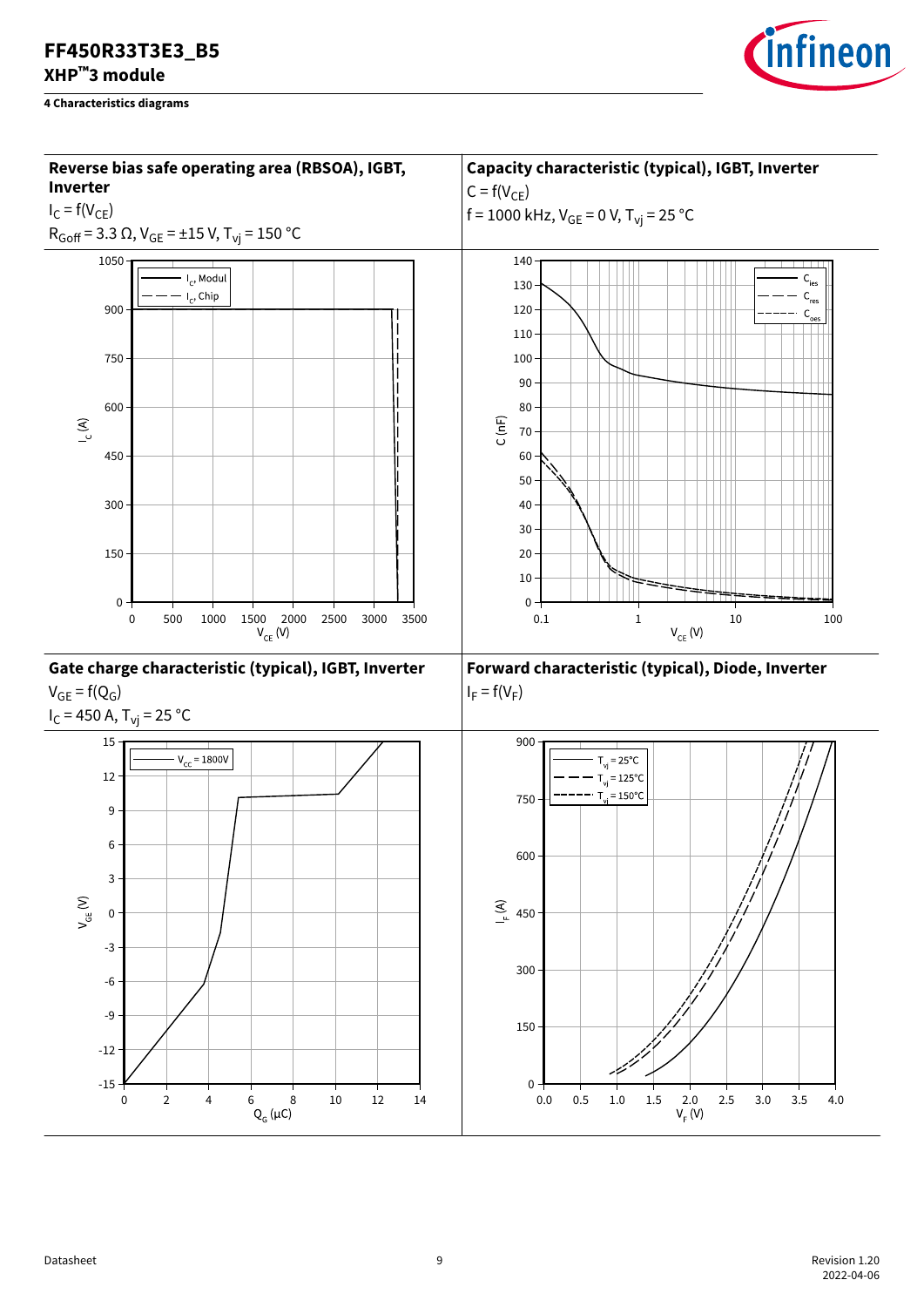## 4 Characteristics diagrams

### Reverse bias safe operating area (RBSOA), IGBT, Inverter

$I_C = f(V_{CE})$

$R_{Goff} = 3.3\ \Omega$, $V_{GE} = \pm 15\ V$, $T_{vj} = 150\ °C$

### Capacity characteristic (typical), IGBT, Inverter

$C = f(V_{CE})$

$f = 1000\ kHz$, $V_{GE} = 0\ V$, $T_{vj} = 25\ °C$

### Gate charge characteristic (typical), IGBT, Inverter

$V_{GE} = f(Q_G)$

$I_C = 450\ A$, $T_{vj} = 25\ °C$

### Forward characteristic (typical), Diode, Inverter

$I_F = f(V_F)$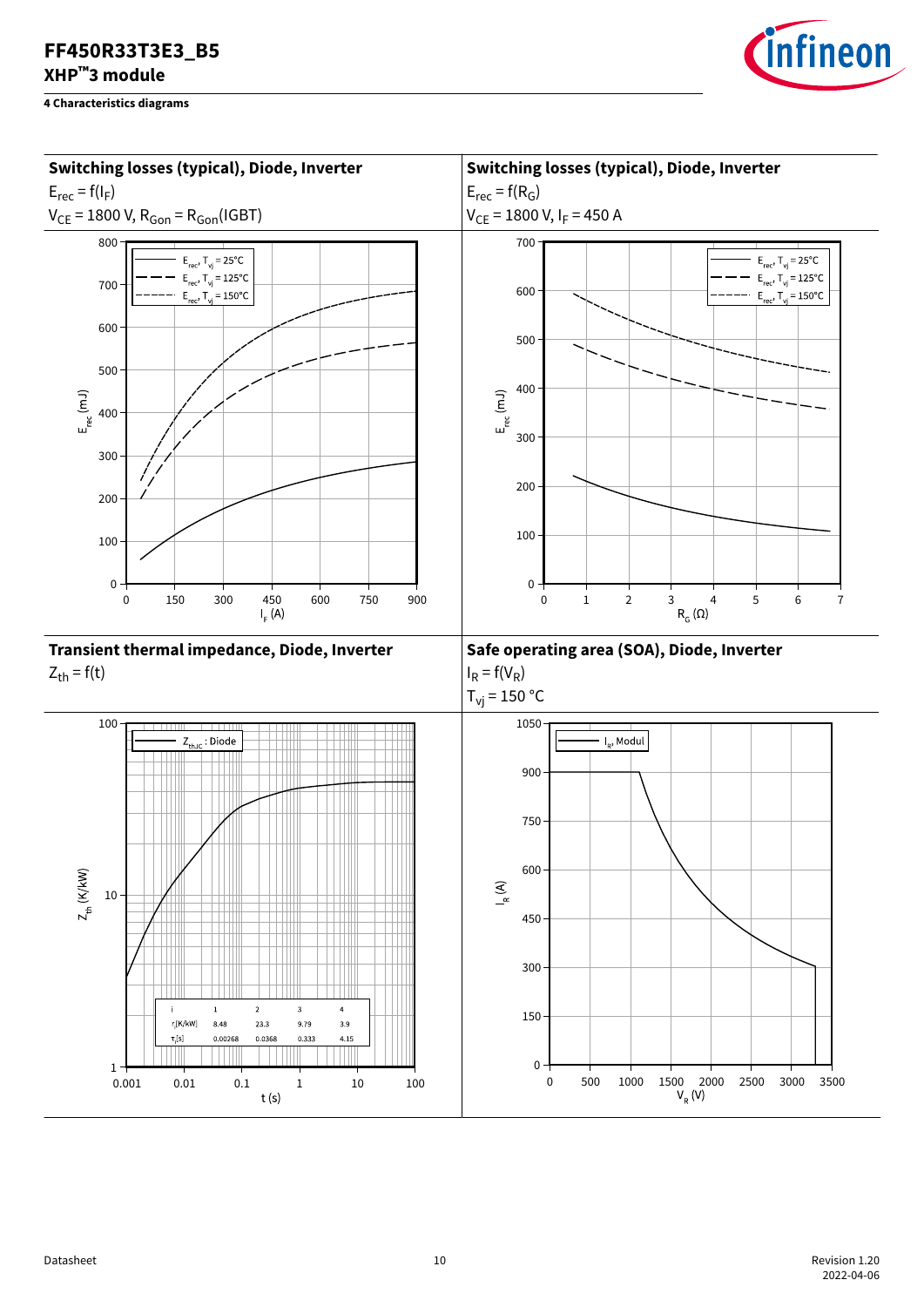## 4 Characteristics diagrams

### Switching losses (typical), Diode, Inverter

$E_{rec} = f(I_F)$

$V_{CE} = 1800$ V, $R_{Gon} = R_{Gon}$(IGBT)

### Switching losses (typical), Diode, Inverter

$E_{rec} = f(R_G)$

$V_{CE} = 1800$ V, $I_F = 450$ A

### Transient thermal impedance, Diode, Inverter

$Z_{th} = f(t)$

| i | 1 | 2 | 3 | 4 |
|---|---|---|---|---|
| $r_i$[K/kW] | 8.48 | 23.3 | 9.79 | 3.9 |
| $\tau_i$[s] | 0.00268 | 0.0368 | 0.333 | 4.15 |

### Safe operating area (SOA), Diode, Inverter

$I_R = f(V_R)$

$T_{vj} = 150$ °C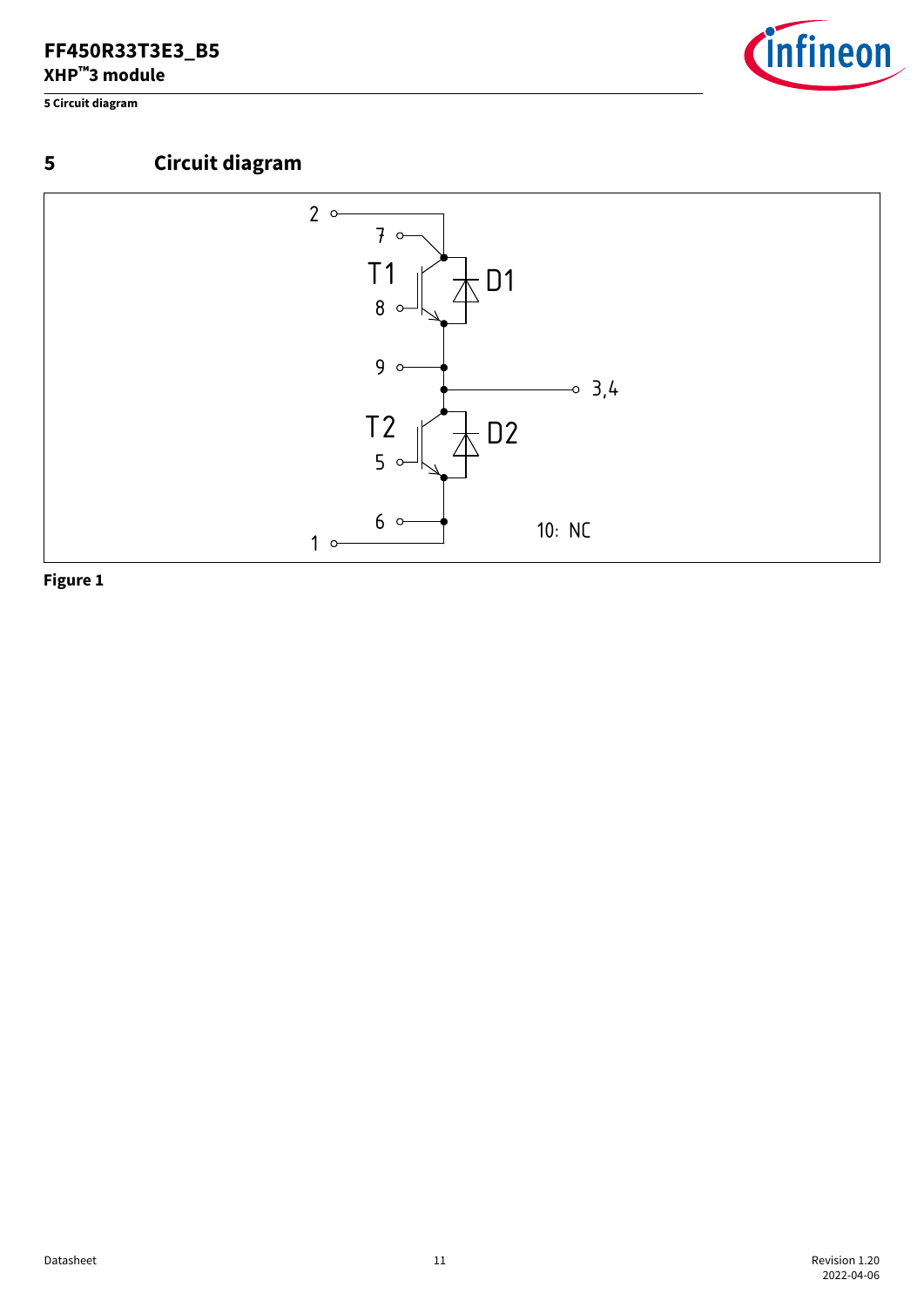# 5 Circuit diagram

2
7
T1
D1
8
9
3,4
T2
D2
5
6
10: NC
1

**Figure 1**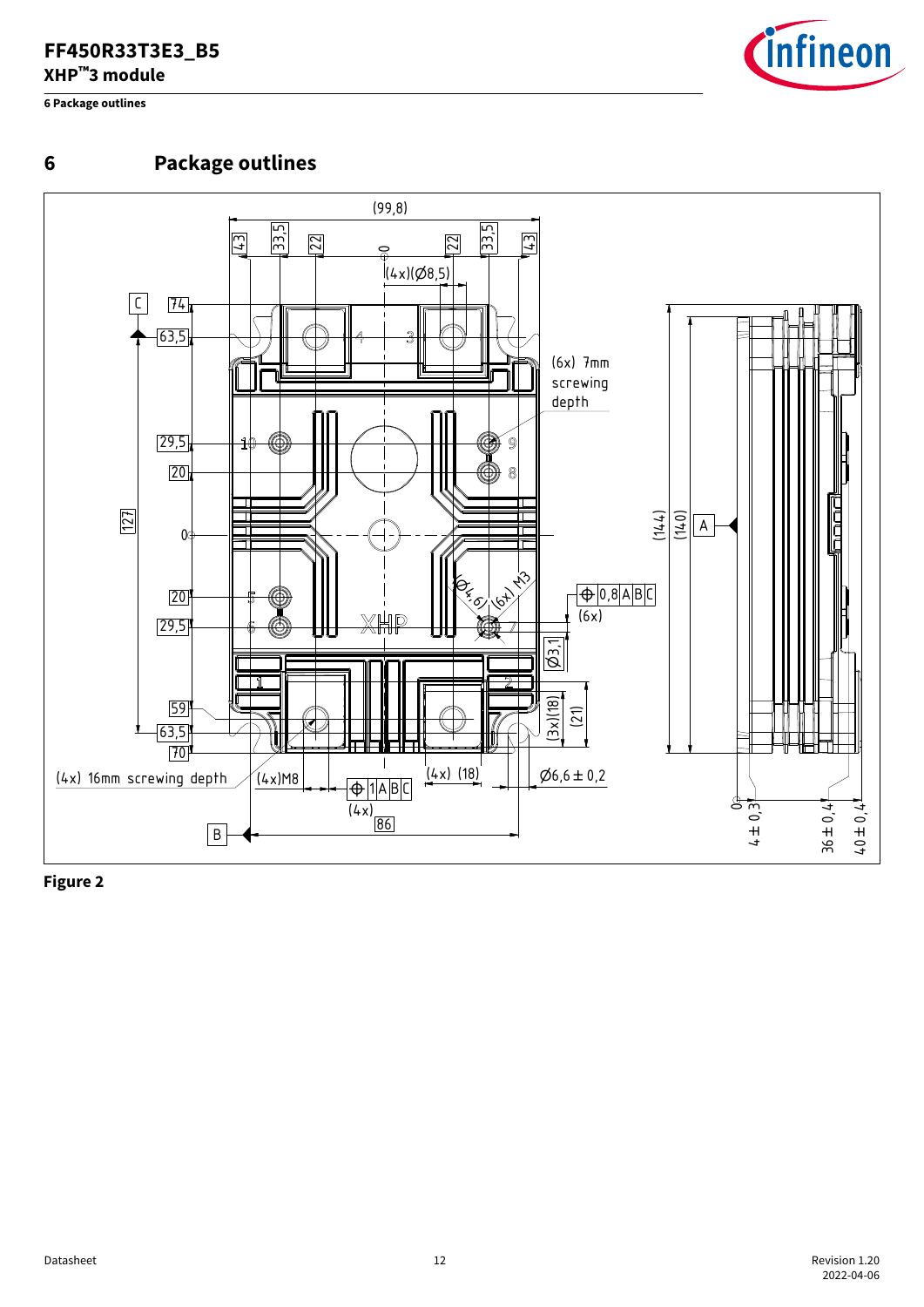# 6 Package outlines

Figure 2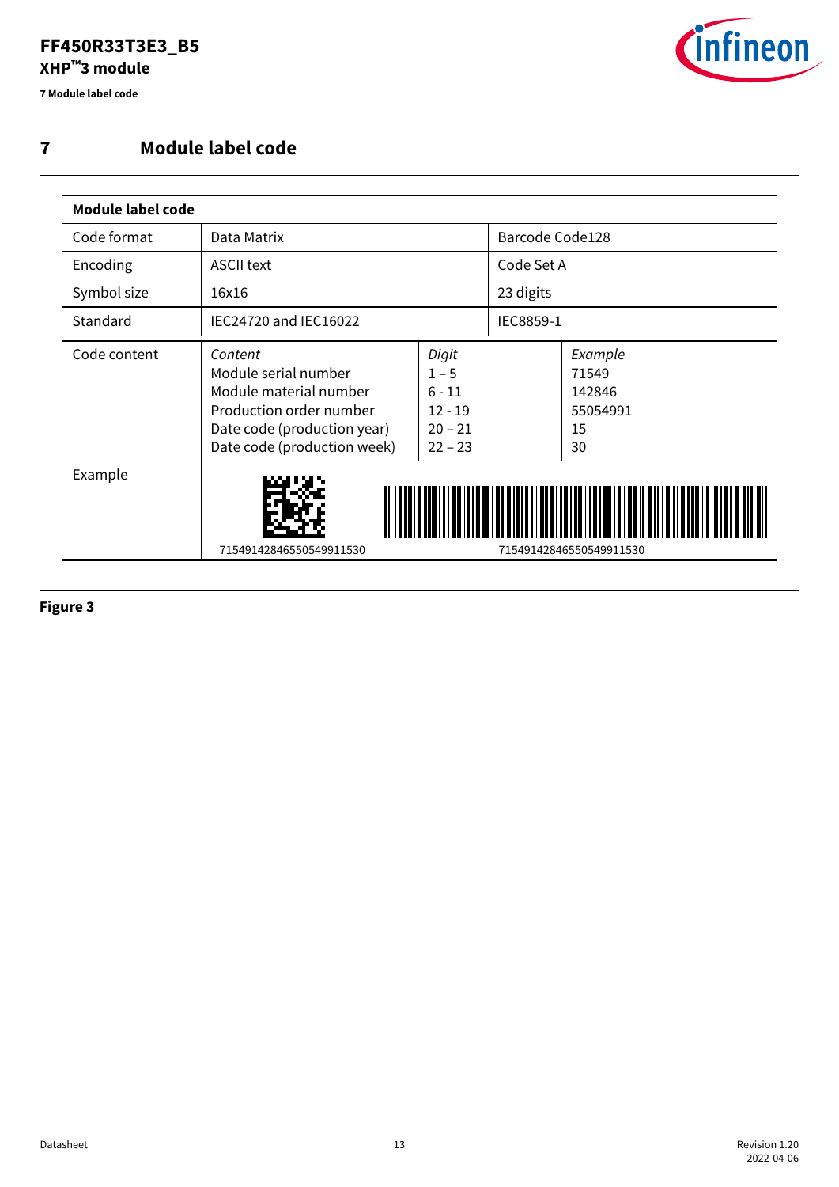# 7 Module label code

| Module label code | | | |
|---|---|---|---|
| Code format | Data Matrix | | Barcode Code128 |
| Encoding | ASCII text | | Code Set A |
| Symbol size | 16x16 | | 23 digits |
| Standard | IEC24720 and IEC16022 | | IEC8859-1 |
| Code content | *Content*<br>Module serial number<br>Module material number<br>Production order number<br>Date code (production year)<br>Date code (production week) | *Digit*<br>1 – 5<br>6 - 11<br>12 - 19<br>20 – 21<br>22 – 23 | *Example*<br>71549<br>142846<br>55054991<br>15<br>30 |
| Example | 71549142846550549911530 | | 71549142846550549911530 |

**Figure 3**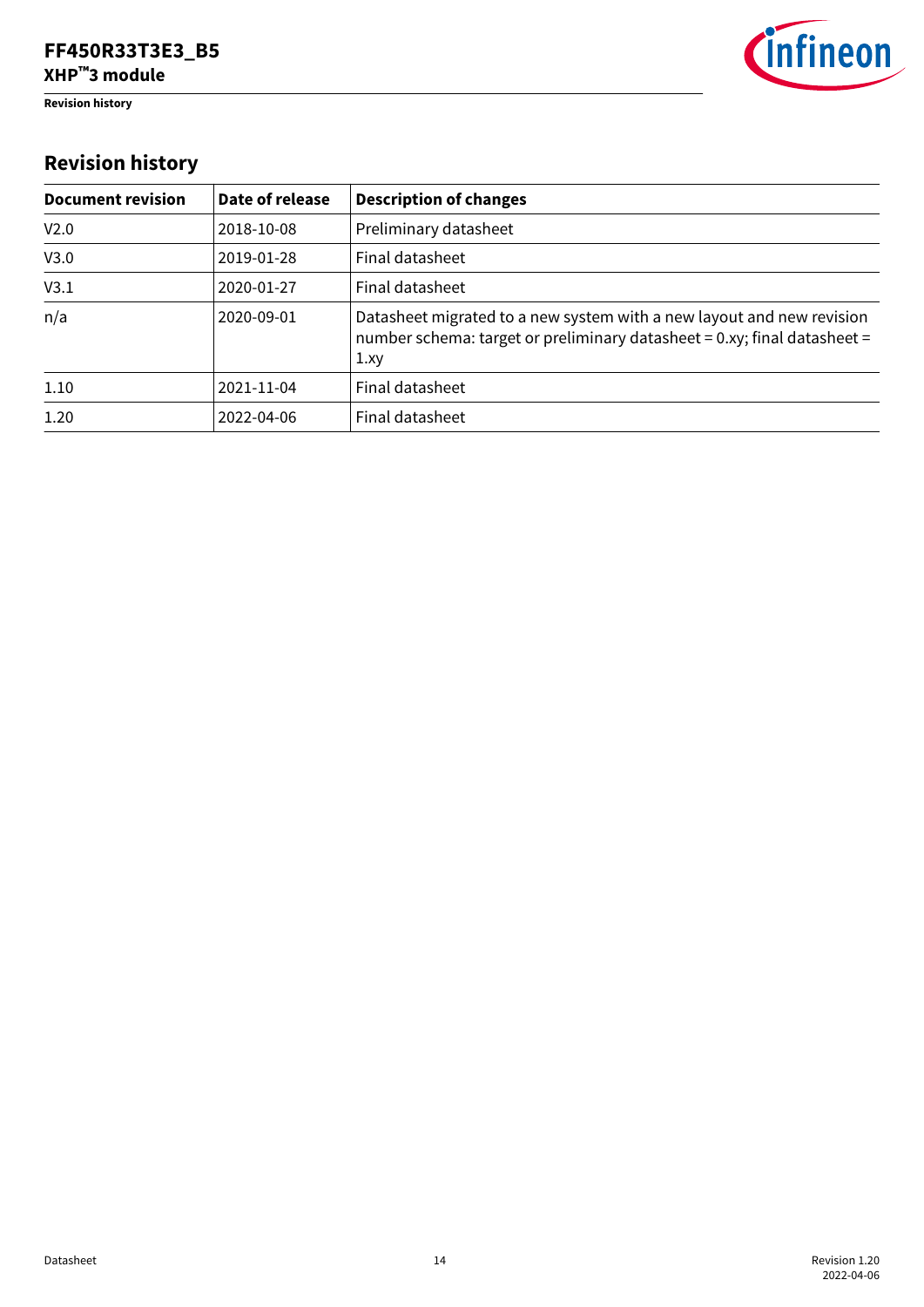## Revision history

| Document revision | Date of release | Description of changes |
|---|---|---|
| V2.0 | 2018-10-08 | Preliminary datasheet |
| V3.0 | 2019-01-28 | Final datasheet |
| V3.1 | 2020-01-27 | Final datasheet |
| n/a | 2020-09-01 | Datasheet migrated to a new system with a new layout and new revision number schema: target or preliminary datasheet = 0.xy; final datasheet = 1.xy |
| 1.10 | 2021-11-04 | Final datasheet |
| 1.20 | 2022-04-06 | Final datasheet |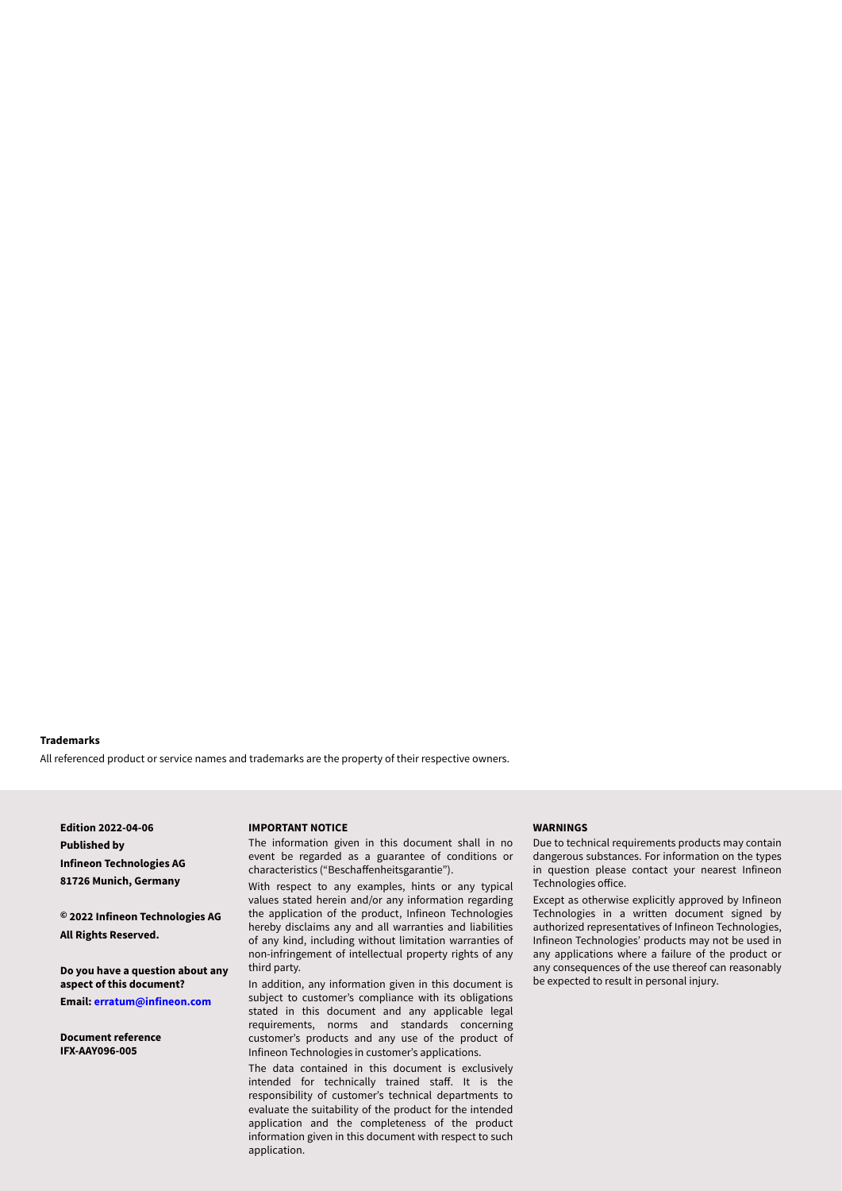**Trademarks**

All referenced product or service names and trademarks are the property of their respective owners.

**Edition 2022-04-06**
**Published by**
**Infineon Technologies AG**
**81726 Munich, Germany**

**© 2022 Infineon Technologies AG**
**All Rights Reserved.**

**Do you have a question about any aspect of this document?**
**Email: erratum@infineon.com**

**Document reference**
**IFX-AAY096-005**

**IMPORTANT NOTICE**

The information given in this document shall in no event be regarded as a guarantee of conditions or characteristics ("Beschaffenheitsgarantie").

With respect to any examples, hints or any typical values stated herein and/or any information regarding the application of the product, Infineon Technologies hereby disclaims any and all warranties and liabilities of any kind, including without limitation warranties of non-infringement of intellectual property rights of any third party.

In addition, any information given in this document is subject to customer's compliance with its obligations stated in this document and any applicable legal requirements, norms and standards concerning customer's products and any use of the product of Infineon Technologies in customer's applications.

The data contained in this document is exclusively intended for technically trained staff. It is the responsibility of customer's technical departments to evaluate the suitability of the product for the intended application and the completeness of the product information given in this document with respect to such application.

**WARNINGS**

Due to technical requirements products may contain dangerous substances. For information on the types in question please contact your nearest Infineon Technologies office.

Except as otherwise explicitly approved by Infineon Technologies in a written document signed by authorized representatives of Infineon Technologies, Infineon Technologies' products may not be used in any applications where a failure of the product or any consequences of the use thereof can reasonably be expected to result in personal injury.